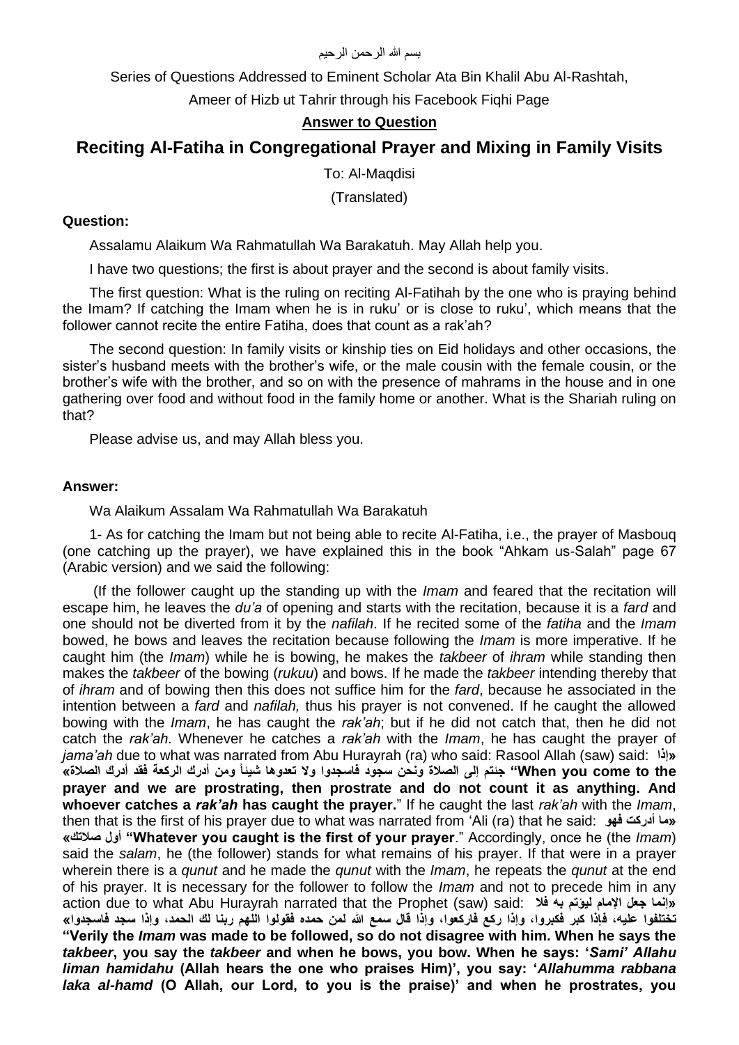بسم الله الرحمن الرحيم

Series of Questions Addressed to Eminent Scholar Ata Bin Khalil Abu Al-Rashtah,

Ameer of Hizb ut Tahrir through his Facebook Fiqhi Page

**Answer to Question**

# Reciting Al-Fatiha in Congregational Prayer and Mixing in Family Visits

To: Al-Maqdisi

(Translated)

**Question:**

Assalamu Alaikum Wa Rahmatullah Wa Barakatuh. May Allah help you.

I have two questions; the first is about prayer and the second is about family visits.

The first question: What is the ruling on reciting Al-Fatihah by the one who is praying behind the Imam? If catching the Imam when he is in ruku' or is close to ruku', which means that the follower cannot recite the entire Fatiha, does that count as a rak'ah?

The second question: In family visits or kinship ties on Eid holidays and other occasions, the sister's husband meets with the brother's wife, or the male cousin with the female cousin, or the brother's wife with the brother, and so on with the presence of mahrams in the house and in one gathering over food and without food in the family home or another. What is the Shariah ruling on that?

Please advise us, and may Allah bless you.

**Answer:**

Wa Alaikum Assalam Wa Rahmatullah Wa Barakatuh

1- As for catching the Imam but not being able to recite Al-Fatiha, i.e., the prayer of Masbouq (one catching up the prayer), we have explained this in the book "Ahkam us-Salah" page 67 (Arabic version) and we said the following:

(If the follower caught up the standing up with the *Imam* and feared that the recitation will escape him, he leaves the *du'a* of opening and starts with the recitation, because it is a *fard* and one should not be diverted from it by the *nafilah*. If he recited some of the *fatiha* and the *Imam* bowed, he bows and leaves the recitation because following the *Imam* is more imperative. If he caught him (the *Imam*) while he is bowing, he makes the *takbeer* of *ihram* while standing then makes the *takbeer* of the bowing (*rukuu*) and bows. If he made the *takbeer* intending thereby that of *ihram* and of bowing then this does not suffice him for the *fard*, because he associated in the intention between a *fard* and *nafilah,* thus his prayer is not convened. If he caught the allowed bowing with the *Imam*, he has caught the *rak'ah*; but if he did not catch that, then he did not catch the *rak'ah*. Whenever he catches a *rak'ah* with the *Imam*, he has caught the prayer of *jama'ah* due to what was narrated from Abu Hurayrah (ra) who said: Rasool Allah (saw) said: **«إذا جئتم إلى الصلاة ونحن سجود فاسجدوا ولا تعدوها شيئاً ومن أدرك الركعة فقد أدرك الصلاة» "When you come to the prayer and we are prostrating, then prostrate and do not count it as anything. And whoever catches a *rak'ah* has caught the prayer.**" If he caught the last *rak'ah* with the *Imam*, then that is the first of his prayer due to what was narrated from 'Ali (ra) that he said: **«ما أدركت فهو أول صلاتك» "Whatever you caught is the first of your prayer**." Accordingly, once he (the *Imam*) said the *salam*, he (the follower) stands for what remains of his prayer. If that were in a prayer wherein there is a *qunut* and he made the *qunut* with the *Imam*, he repeats the *qunut* at the end of his prayer. It is necessary for the follower to follow the *Imam* and not to precede him in any action due to what Abu Hurayrah narrated that the Prophet (saw) said: **«إنما جعل الإمام ليؤتم به فلا تختلفوا عليه، فإذا كبر فكبروا، وإذا ركع فاركعوا، وإذا قال سمع الله لمن حمده فقولوا اللهم ربنا لك الحمد، وإذا سجد فاسجدوا» "Verily the *Imam* was made to be followed, so do not disagree with him. When he says the *takbeer*, you say the *takbeer* and when he bows, you bow. When he says: '*Sami' Allahu liman hamidahu* (Allah hears the one who praises Him)', you say: '*Allahumma rabbana laka al-hamd* (O Allah, our Lord, to you is the praise)' and when he prostrates, you**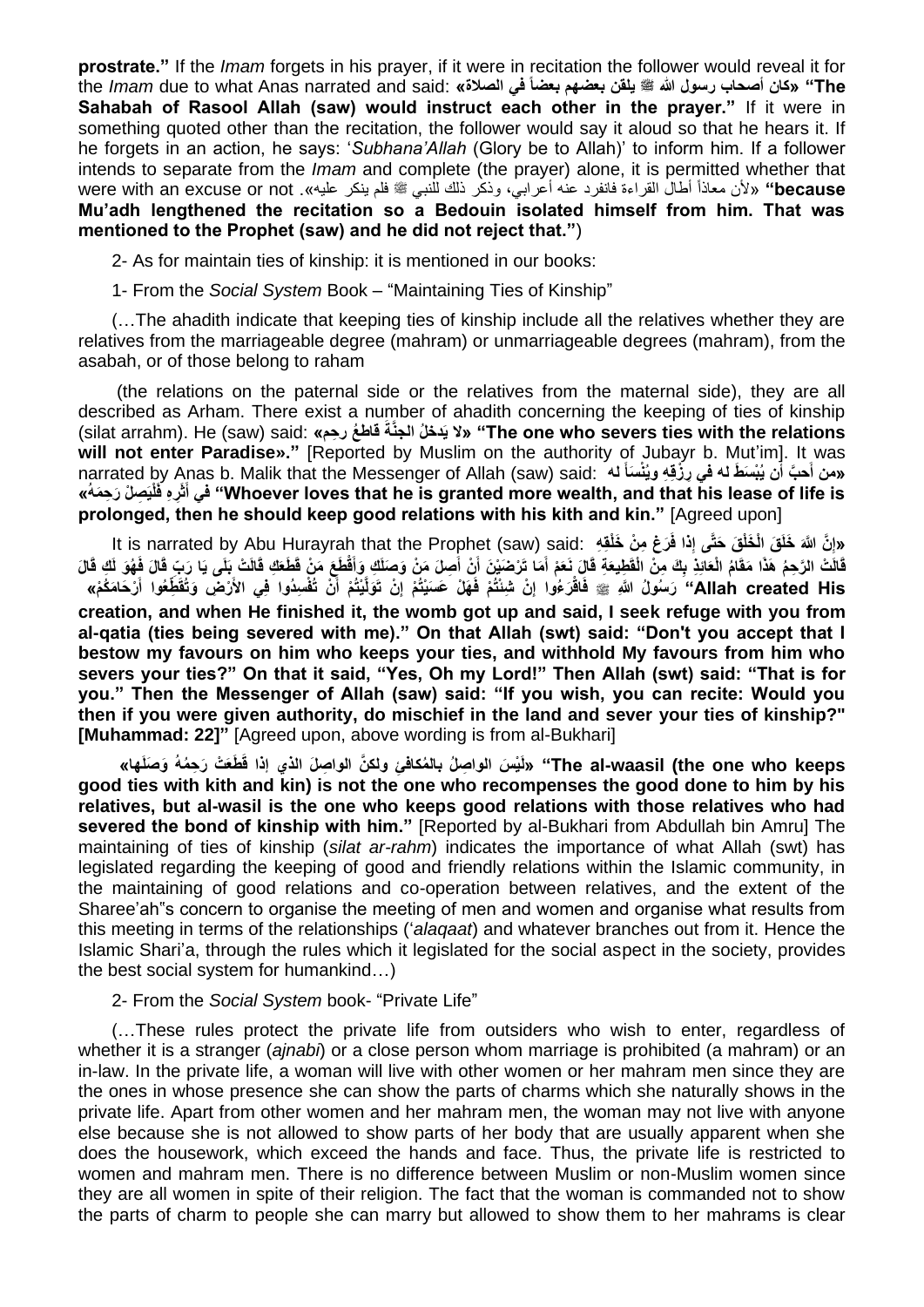**prostrate."** If the *Imam* forgets in his prayer, if it were in recitation the follower would reveal it for the *Imam* due to what Anas narrated and said: «كان أصحاب رسول الله ﷺ يلقن بعضهم بعضاً في الصلاة» **"The Sahabah of Rasool Allah (saw) would instruct each other in the prayer."** If it were in something quoted other than the recitation, the follower would say it aloud so that he hears it. If he forgets in an action, he says: '*Subhana'Allah* (Glory be to Allah)' to inform him. If a follower intends to separate from the *Imam* and complete (the prayer) alone, it is permitted whether that were with an excuse or not. «لأن معاذاً أطال القراءة فانفرد عنه أعرابي، وذكر ذلك للنبي ﷺ فلم ينكر عليه» **"because Mu'adh lengthened the recitation so a Bedouin isolated himself from him. That was mentioned to the Prophet (saw) and he did not reject that."**)

2- As for maintain ties of kinship: it is mentioned in our books:

1- From the *Social System* Book – "Maintaining Ties of Kinship"

(…The ahadith indicate that keeping ties of kinship include all the relatives whether they are relatives from the marriageable degree (mahram) or unmarriageable degrees (mahram), from the asabah, or of those belong to raham

(the relations on the paternal side or the relatives from the maternal side), they are all described as Arham. There exist a number of ahadith concerning the keeping of ties of kinship (silat arrahm). He (saw) said: «لا يَدخلُ الجنَّةَ قاطعُ رحِمٍ» **"The one who severs ties with the relations will not enter Paradise»."** [Reported by Muslim on the authority of Jubayr b. Mut'im]. It was narrated by Anas b. Malik that the Messenger of Allah (saw) said: «من أحبَّ أن يُبْسَطَ له في رِزْقِهِ ويُنْسَأَ له في أثَرِهِ فَلْيَصِلْ رَحِمَهُ» **"Whoever loves that he is granted more wealth, and that his lease of life is prolonged, then he should keep good relations with his kith and kin."** [Agreed upon]

It is narrated by Abu Hurayrah that the Prophet (saw) said: «إِنَّ اللَّهَ خَلَقَ الْخَلْقَ حَتَّى إِذَا فَرَغَ مِنْ خَلْقِهِ قَالَتْ الرَّحِمُ هَذَا مَقَامُ الْعَائِذِ بِكَ مِنْ الْقَطِيعَةِ قَالَ نَعَمْ أَمَا تَرْضَيْنَ أَنْ أَصِلَ مَنْ وَصَلَكِ وَأَقْطَعَ مَنْ قَطَعَكِ قَالَتْ بَلَى يَا رَبِّ قَالَ فَهُوَ لَكِ قَالَ رَسُولُ اللَّهِ ﷺ فَاقْرَءُوا إِنْ شِئْتُمْ فَهَلْ عَسَيْتُمْ إِنْ تَوَلَّيْتُمْ أَنْ تُفْسِدُوا فِي الْأَرْضِ وَتُقَطِّعُوا أَرْحَامَكُمْ» **"Allah created His creation, and when He finished it, the womb got up and said, I seek refuge with you from al-qatia (ties being severed with me)." On that Allah (swt) said: "Don't you accept that I bestow my favours on him who keeps your ties, and withhold My favours from him who severs your ties?" On that it said, "Yes, Oh my Lord!" Then Allah (swt) said: "That is for you." Then the Messenger of Allah (saw) said: "If you wish, you can recite: Would you then if you were given authority, do mischief in the land and sever your ties of kinship?" [Muhammad: 22]"** [Agreed upon, above wording is from al-Bukhari]

«لَيْسَ الواصِلُ بالمُكافِئِ ولكنَّ الواصِلَ الذي إذا قَطَعَتْ رَحِمُهُ وَصَلَها» **"The al-waasil (the one who keeps good ties with kith and kin) is not the one who recompenses the good done to him by his relatives, but al-wasil is the one who keeps good relations with those relatives who had severed the bond of kinship with him."** [Reported by al-Bukhari from Abdullah bin Amru] The maintaining of ties of kinship (*silat ar-rahm*) indicates the importance of what Allah (swt) has legislated regarding the keeping of good and friendly relations within the Islamic community, in the maintaining of good relations and co-operation between relatives, and the extent of the Sharee'ah"s concern to organise the meeting of men and women and organise what results from this meeting in terms of the relationships ('*alaqaat*) and whatever branches out from it. Hence the Islamic Shari'a, through the rules which it legislated for the social aspect in the society, provides the best social system for humankind…)

2- From the *Social System* book- "Private Life"

(…These rules protect the private life from outsiders who wish to enter, regardless of whether it is a stranger (*ajnabi*) or a close person whom marriage is prohibited (a mahram) or an in-law. In the private life, a woman will live with other women or her mahram men since they are the ones in whose presence she can show the parts of charms which she naturally shows in the private life. Apart from other women and her mahram men, the woman may not live with anyone else because she is not allowed to show parts of her body that are usually apparent when she does the housework, which exceed the hands and face. Thus, the private life is restricted to women and mahram men. There is no difference between Muslim or non-Muslim women since they are all women in spite of their religion. The fact that the woman is commanded not to show the parts of charm to people she can marry but allowed to show them to her mahrams is clear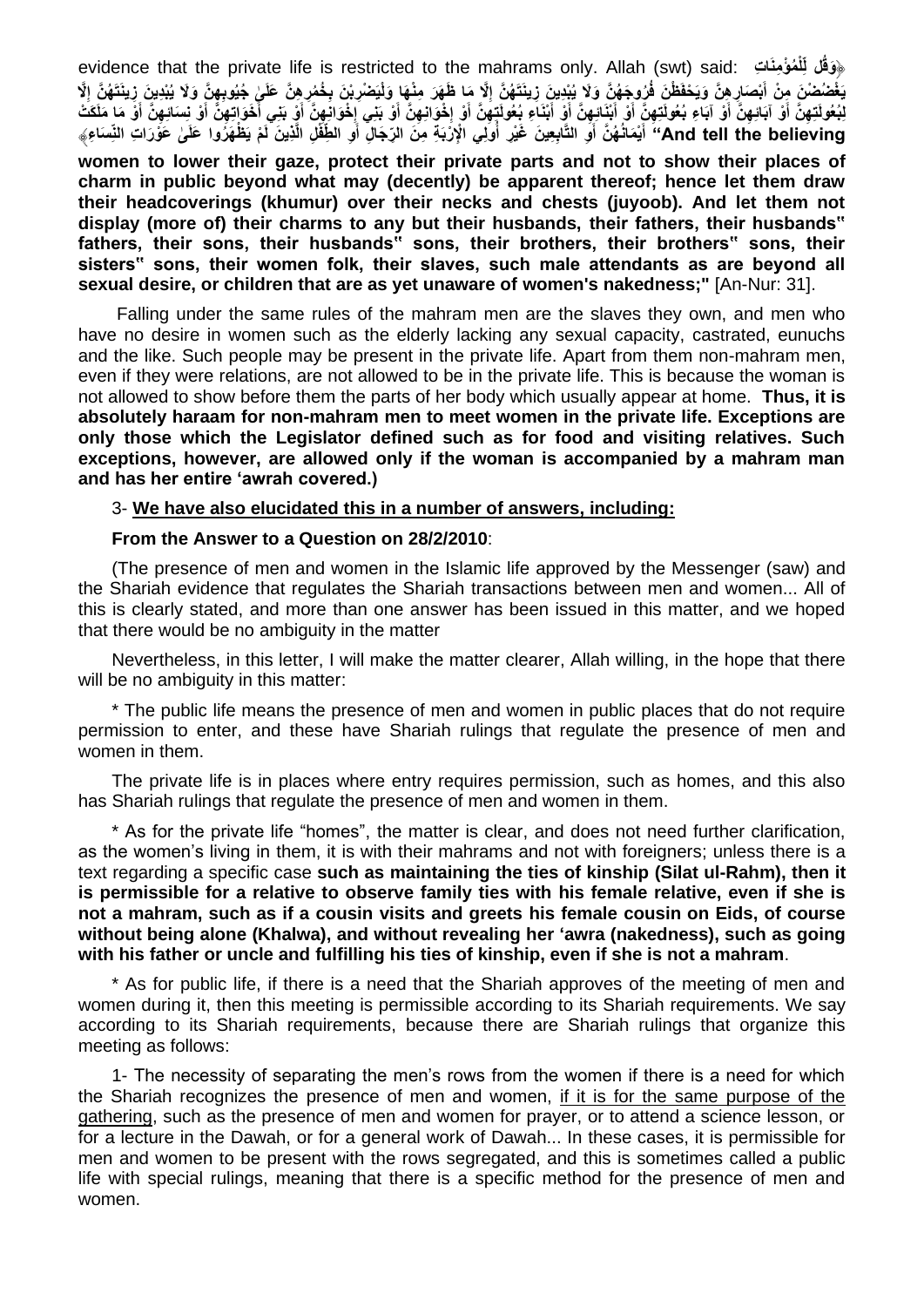evidence that the private life is restricted to the mahrams only. Allah (swt) said: **﴿وَقُل لِّلْمُؤْمِنَاتِ يَغْضُضْنَ مِنْ أَبْصَارِهِنَّ وَيَحْفَظْنَ فُرُوجَهُنَّ وَلَا يُبْدِينَ زِينَتَهُنَّ إِلَّا مَا ظَهَرَ مِنْهَا وَلْيَضْرِبْنَ بِخُمُرِهِنَّ عَلَىٰ جُيُوبِهِنَّ وَلَا يُبْدِينَ زِينَتَهُنَّ إِلَّا لِبُعُولَتِهِنَّ أَوْ آبَائِهِنَّ أَوْ آبَاءِ بُعُولَتِهِنَّ أَوْ أَبْنَائِهِنَّ أَوْ أَبْنَاءِ بُعُولَتِهِنَّ أَوْ إِخْوَانِهِنَّ أَوْ بَنِي إِخْوَانِهِنَّ أَوْ بَنِي أَخَوَاتِهِنَّ أَوْ نِسَائِهِنَّ أَوْ مَا مَلَكَتْ أَيْمَانُهُنَّ أَوِ التَّابِعِينَ غَيْرِ أُولِي الْإِرْبَةِ مِنَ الرِّجَالِ أَوِ الطِّفْلِ الَّذِينَ لَمْ يَظْهَرُوا عَلَىٰ عَوْرَاتِ النِّسَاءِ﴾ "And tell the believing women to lower their gaze, protect their private parts and not to show their places of charm in public beyond what may (decently) be apparent thereof; hence let them draw their headcoverings (khumur) over their necks and chests (juyoob). And let them not display (more of) their charms to any but their husbands, their fathers, their husbands" fathers, their sons, their husbands" sons, their brothers, their brothers" sons, their sisters" sons, their women folk, their slaves, such male attendants as are beyond all sexual desire, or children that are as yet unaware of women's nakedness;"** [An-Nur: 31].

Falling under the same rules of the mahram men are the slaves they own, and men who have no desire in women such as the elderly lacking any sexual capacity, castrated, eunuchs and the like. Such people may be present in the private life. Apart from them non-mahram men, even if they were relations, are not allowed to be in the private life. This is because the woman is not allowed to show before them the parts of her body which usually appear at home. **Thus, it is absolutely haraam for non-mahram men to meet women in the private life. Exceptions are only those which the Legislator defined such as for food and visiting relatives. Such exceptions, however, are allowed only if the woman is accompanied by a mahram man and has her entire ‘awrah covered.)**

3- **We have also elucidated this in a number of answers, including:**

**From the Answer to a Question on 28/2/2010**:

(The presence of men and women in the Islamic life approved by the Messenger (saw) and the Shariah evidence that regulates the Shariah transactions between men and women... All of this is clearly stated, and more than one answer has been issued in this matter, and we hoped that there would be no ambiguity in the matter

Nevertheless, in this letter, I will make the matter clearer, Allah willing, in the hope that there will be no ambiguity in this matter:

* The public life means the presence of men and women in public places that do not require permission to enter, and these have Shariah rulings that regulate the presence of men and women in them.

The private life is in places where entry requires permission, such as homes, and this also has Shariah rulings that regulate the presence of men and women in them.

* As for the private life “homes”, the matter is clear, and does not need further clarification, as the women’s living in them, it is with their mahrams and not with foreigners; unless there is a text regarding a specific case **such as maintaining the ties of kinship (Silat ul-Rahm), then it is permissible for a relative to observe family ties with his female relative, even if she is not a mahram, such as if a cousin visits and greets his female cousin on Eids, of course without being alone (Khalwa), and without revealing her ‘awra (nakedness), such as going with his father or uncle and fulfilling his ties of kinship, even if she is not a mahram**.

* As for public life, if there is a need that the Shariah approves of the meeting of men and women during it, then this meeting is permissible according to its Shariah requirements. We say according to its Shariah requirements, because there are Shariah rulings that organize this meeting as follows:

1- The necessity of separating the men’s rows from the women if there is a need for which the Shariah recognizes the presence of men and women, <u>if it is for the same purpose of the gathering</u>, such as the presence of men and women for prayer, or to attend a science lesson, or for a lecture in the Dawah, or for a general work of Dawah... In these cases, it is permissible for men and women to be present with the rows segregated, and this is sometimes called a public life with special rulings, meaning that there is a specific method for the presence of men and women.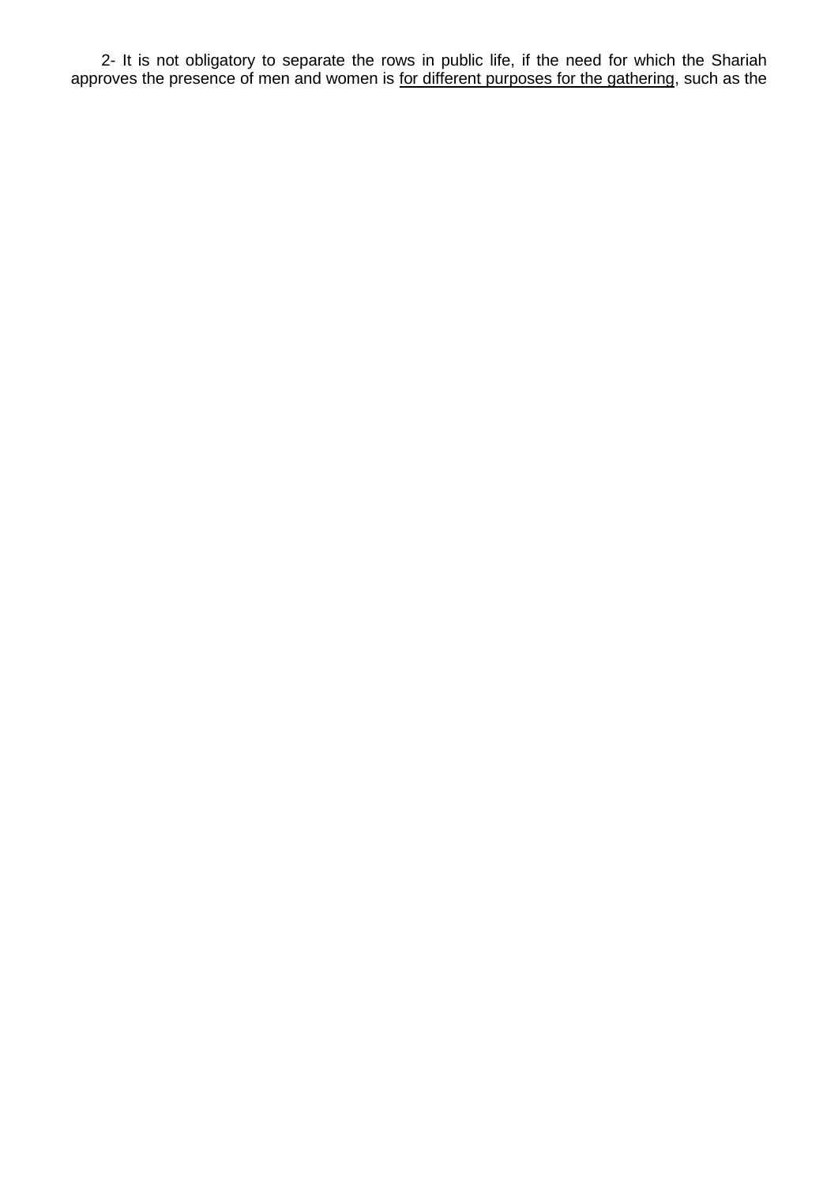2- It is not obligatory to separate the rows in public life, if the need for which the Shariah approves the presence of men and women is <u>for different purposes for the gathering</u>, such as the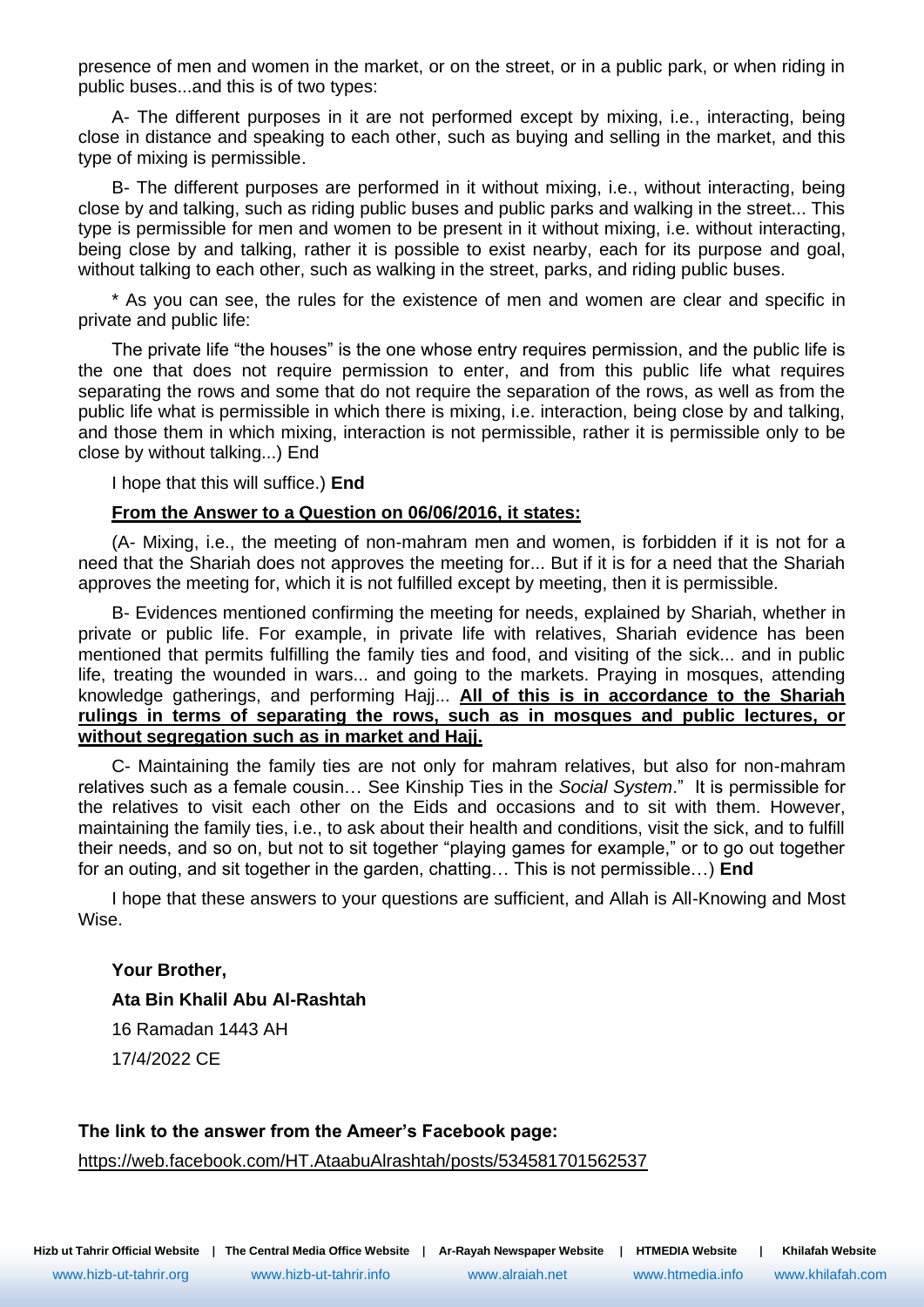presence of men and women in the market, or on the street, or in a public park, or when riding in public buses...and this is of two types:

A- The different purposes in it are not performed except by mixing, i.e., interacting, being close in distance and speaking to each other, such as buying and selling in the market, and this type of mixing is permissible.

B- The different purposes are performed in it without mixing, i.e., without interacting, being close by and talking, such as riding public buses and public parks and walking in the street... This type is permissible for men and women to be present in it without mixing, i.e. without interacting, being close by and talking, rather it is possible to exist nearby, each for its purpose and goal, without talking to each other, such as walking in the street, parks, and riding public buses.

* As you can see, the rules for the existence of men and women are clear and specific in private and public life:

The private life "the houses" is the one whose entry requires permission, and the public life is the one that does not require permission to enter, and from this public life what requires separating the rows and some that do not require the separation of the rows, as well as from the public life what is permissible in which there is mixing, i.e. interaction, being close by and talking, and those them in which mixing, interaction is not permissible, rather it is permissible only to be close by without talking...) End

I hope that this will suffice.) **End**

**From the Answer to a Question on 06/06/2016, it states:**

(A- Mixing, i.e., the meeting of non-mahram men and women, is forbidden if it is not for a need that the Shariah does not approves the meeting for... But if it is for a need that the Shariah approves the meeting for, which it is not fulfilled except by meeting, then it is permissible.

B- Evidences mentioned confirming the meeting for needs, explained by Shariah, whether in private or public life. For example, in private life with relatives, Shariah evidence has been mentioned that permits fulfilling the family ties and food, and visiting of the sick... and in public life, treating the wounded in wars... and going to the markets. Praying in mosques, attending knowledge gatherings, and performing Hajj... **All of this is in accordance to the Shariah rulings in terms of separating the rows, such as in mosques and public lectures, or without segregation such as in market and Hajj.**

C- Maintaining the family ties are not only for mahram relatives, but also for non-mahram relatives such as a female cousin… See Kinship Ties in the *Social System*." It is permissible for the relatives to visit each other on the Eids and occasions and to sit with them. However, maintaining the family ties, i.e., to ask about their health and conditions, visit the sick, and to fulfill their needs, and so on, but not to sit together "playing games for example," or to go out together for an outing, and sit together in the garden, chatting… This is not permissible…) **End**

I hope that these answers to your questions are sufficient, and Allah is All-Knowing and Most Wise.

**Your Brother,**

**Ata Bin Khalil Abu Al-Rashtah**

16 Ramadan 1443 AH

17/4/2022 CE

**The link to the answer from the Ameer's Facebook page:**

https://web.facebook.com/HT.AtaabuAlrashtah/posts/534581701562537

**Hizb ut Tahrir Official Website** | **The Central Media Office Website** | **Ar-Rayah Newspaper Website** | **HTMEDIA Website** | **Khilafah Website**

www.hizb-ut-tahrir.org | www.hizb-ut-tahrir.info | www.alraiah.net | www.htmedia.info | www.khilafah.com